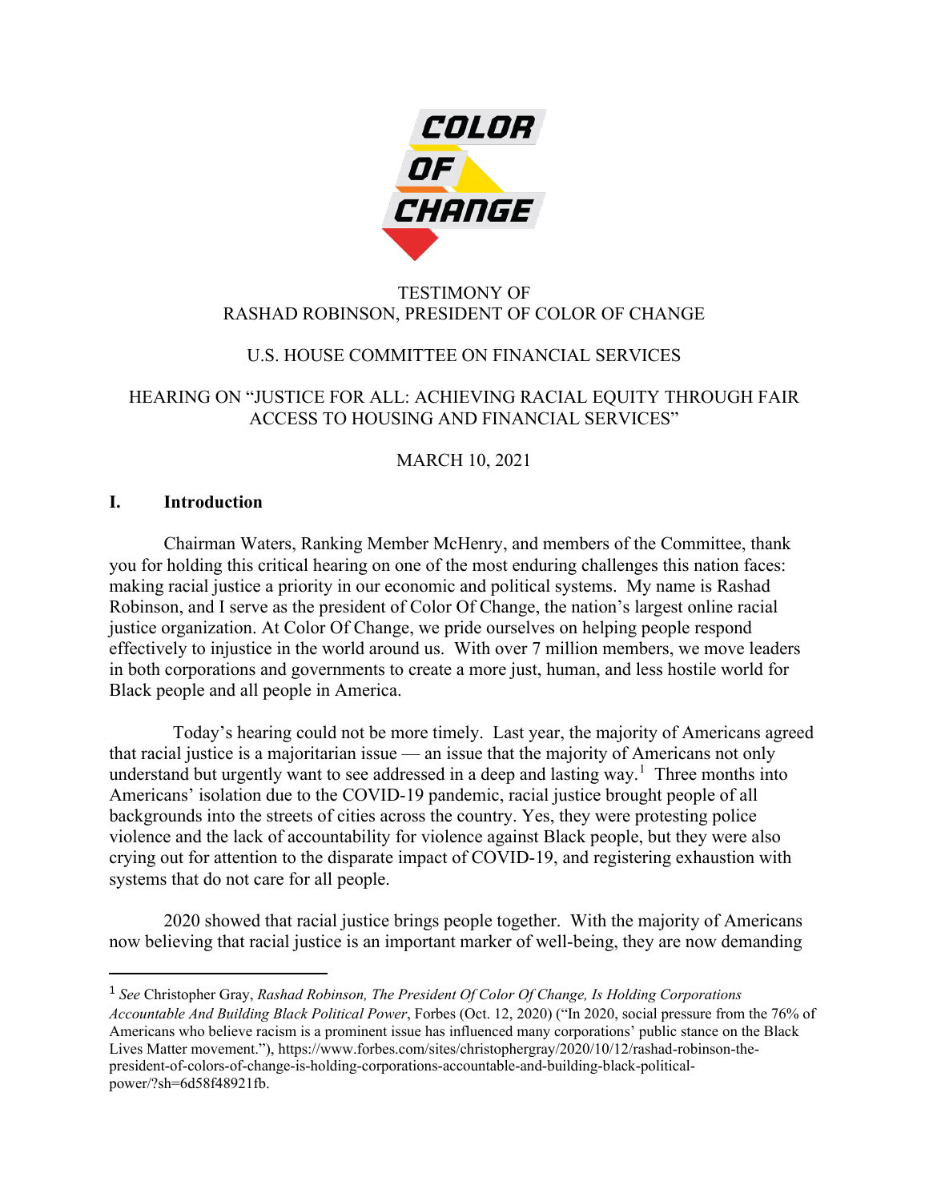COLOR OF CHANGE

TESTIMONY OF
RASHAD ROBINSON, PRESIDENT OF COLOR OF CHANGE

U.S. HOUSE COMMITTEE ON FINANCIAL SERVICES

HEARING ON "JUSTICE FOR ALL: ACHIEVING RACIAL EQUITY THROUGH FAIR ACCESS TO HOUSING AND FINANCIAL SERVICES"

MARCH 10, 2021

## I. Introduction

Chairman Waters, Ranking Member McHenry, and members of the Committee, thank you for holding this critical hearing on one of the most enduring challenges this nation faces: making racial justice a priority in our economic and political systems. My name is Rashad Robinson, and I serve as the president of Color Of Change, the nation's largest online racial justice organization. At Color Of Change, we pride ourselves on helping people respond effectively to injustice in the world around us. With over 7 million members, we move leaders in both corporations and governments to create a more just, human, and less hostile world for Black people and all people in America.

Today's hearing could not be more timely. Last year, the majority of Americans agreed that racial justice is a majoritarian issue — an issue that the majority of Americans not only understand but urgently want to see addressed in a deep and lasting way.[1] Three months into Americans' isolation due to the COVID-19 pandemic, racial justice brought people of all backgrounds into the streets of cities across the country. Yes, they were protesting police violence and the lack of accountability for violence against Black people, but they were also crying out for attention to the disparate impact of COVID-19, and registering exhaustion with systems that do not care for all people.

2020 showed that racial justice brings people together. With the majority of Americans now believing that racial justice is an important marker of well-being, they are now demanding

---

[1] *See* Christopher Gray, *Rashad Robinson, The President Of Color Of Change, Is Holding Corporations Accountable And Building Black Political Power*, Forbes (Oct. 12, 2020) ("In 2020, social pressure from the 76% of Americans who believe racism is a prominent issue has influenced many corporations' public stance on the Black Lives Matter movement."), https://www.forbes.com/sites/christophergray/2020/10/12/rashad-robinson-the-president-of-colors-of-change-is-holding-corporations-accountable-and-building-black-political-power/?sh=6d58f48921fb.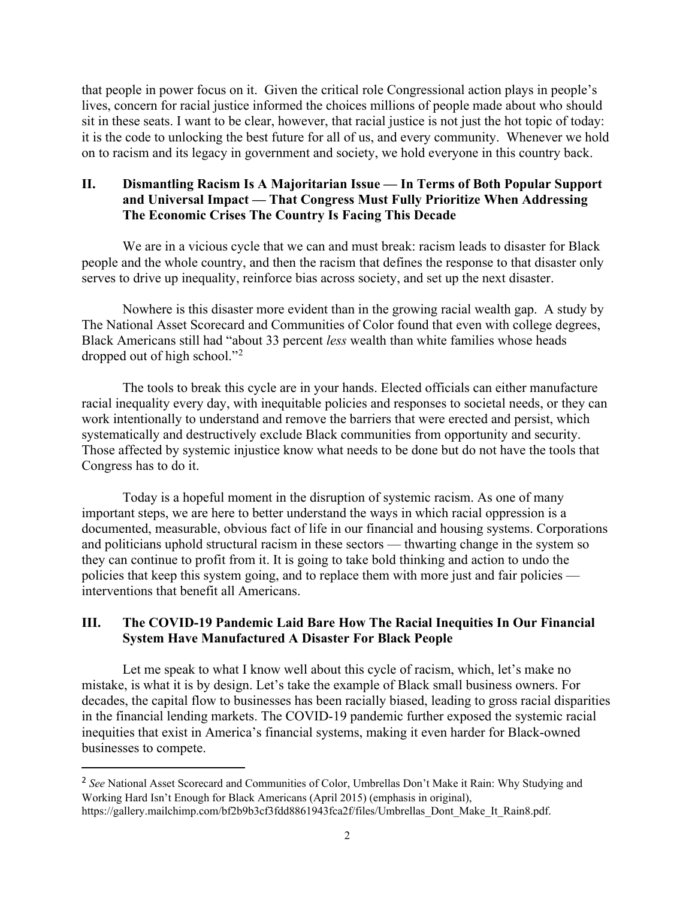that people in power focus on it. Given the critical role Congressional action plays in people's lives, concern for racial justice informed the choices millions of people made about who should sit in these seats. I want to be clear, however, that racial justice is not just the hot topic of today: it is the code to unlocking the best future for all of us, and every community. Whenever we hold on to racism and its legacy in government and society, we hold everyone in this country back.

## II. Dismantling Racism Is A Majoritarian Issue — In Terms of Both Popular Support and Universal Impact — That Congress Must Fully Prioritize When Addressing The Economic Crises The Country Is Facing This Decade

We are in a vicious cycle that we can and must break: racism leads to disaster for Black people and the whole country, and then the racism that defines the response to that disaster only serves to drive up inequality, reinforce bias across society, and set up the next disaster.

Nowhere is this disaster more evident than in the growing racial wealth gap. A study by The National Asset Scorecard and Communities of Color found that even with college degrees, Black Americans still had "about 33 percent *less* wealth than white families whose heads dropped out of high school."[2]

The tools to break this cycle are in your hands. Elected officials can either manufacture racial inequality every day, with inequitable policies and responses to societal needs, or they can work intentionally to understand and remove the barriers that were erected and persist, which systematically and destructively exclude Black communities from opportunity and security. Those affected by systemic injustice know what needs to be done but do not have the tools that Congress has to do it.

Today is a hopeful moment in the disruption of systemic racism. As one of many important steps, we are here to better understand the ways in which racial oppression is a documented, measurable, obvious fact of life in our financial and housing systems. Corporations and politicians uphold structural racism in these sectors — thwarting change in the system so they can continue to profit from it. It is going to take bold thinking and action to undo the policies that keep this system going, and to replace them with more just and fair policies — interventions that benefit all Americans.

## III. The COVID-19 Pandemic Laid Bare How The Racial Inequities In Our Financial System Have Manufactured A Disaster For Black People

Let me speak to what I know well about this cycle of racism, which, let's make no mistake, is what it is by design. Let's take the example of Black small business owners. For decades, the capital flow to businesses has been racially biased, leading to gross racial disparities in the financial lending markets. The COVID-19 pandemic further exposed the systemic racial inequities that exist in America's financial systems, making it even harder for Black-owned businesses to compete.

---

[2] *See* National Asset Scorecard and Communities of Color, Umbrellas Don't Make it Rain: Why Studying and Working Hard Isn't Enough for Black Americans (April 2015) (emphasis in original), https://gallery.mailchimp.com/bf2b9b3cf3fdd8861943fca2f/files/Umbrellas_Dont_Make_It_Rain8.pdf.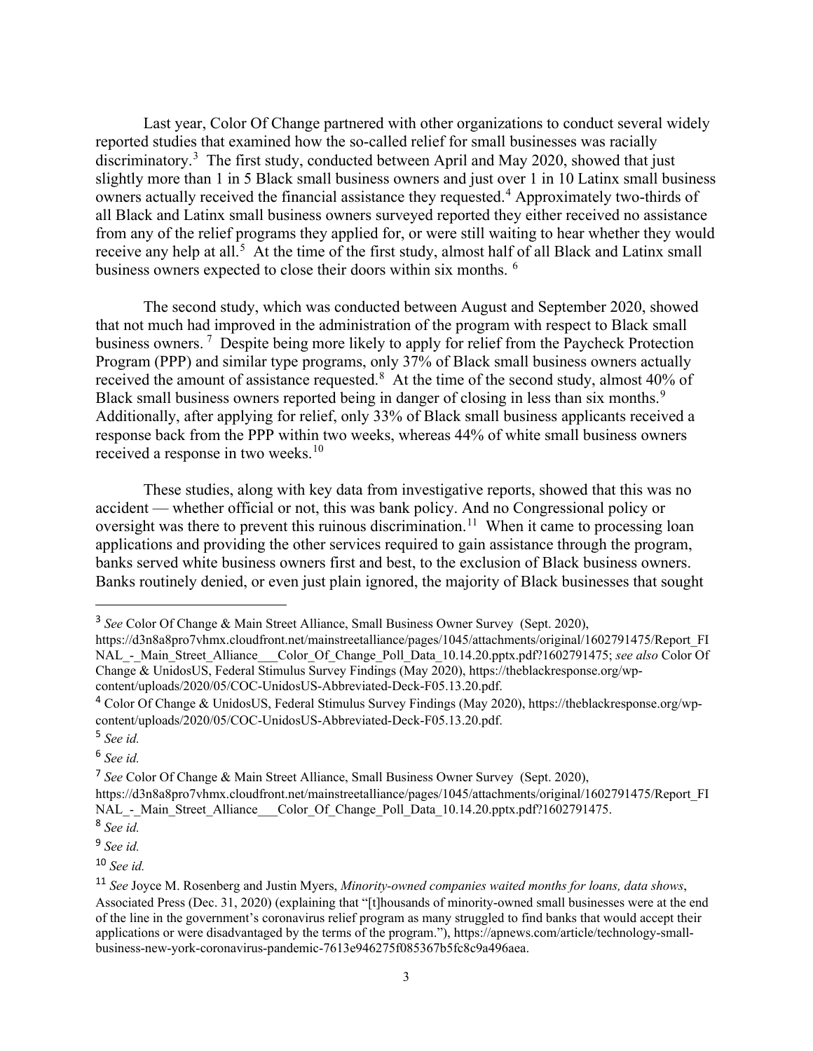Last year, Color Of Change partnered with other organizations to conduct several widely reported studies that examined how the so-called relief for small businesses was racially discriminatory.[3] The first study, conducted between April and May 2020, showed that just slightly more than 1 in 5 Black small business owners and just over 1 in 10 Latinx small business owners actually received the financial assistance they requested.[4] Approximately two-thirds of all Black and Latinx small business owners surveyed reported they either received no assistance from any of the relief programs they applied for, or were still waiting to hear whether they would receive any help at all.[5] At the time of the first study, almost half of all Black and Latinx small business owners expected to close their doors within six months.[6]

The second study, which was conducted between August and September 2020, showed that not much had improved in the administration of the program with respect to Black small business owners.[7] Despite being more likely to apply for relief from the Paycheck Protection Program (PPP) and similar type programs, only 37% of Black small business owners actually received the amount of assistance requested.[8] At the time of the second study, almost 40% of Black small business owners reported being in danger of closing in less than six months.[9] Additionally, after applying for relief, only 33% of Black small business applicants received a response back from the PPP within two weeks, whereas 44% of white small business owners received a response in two weeks.[10]

These studies, along with key data from investigative reports, showed that this was no accident — whether official or not, this was bank policy. And no Congressional policy or oversight was there to prevent this ruinous discrimination.[11] When it came to processing loan applications and providing the other services required to gain assistance through the program, banks served white business owners first and best, to the exclusion of Black business owners. Banks routinely denied, or even just plain ignored, the majority of Black businesses that sought

---

[3] *See* Color Of Change & Main Street Alliance, Small Business Owner Survey (Sept. 2020), https://d3n8a8pro7vhmx.cloudfront.net/mainstreetalliance/pages/1045/attachments/original/1602791475/Report_FINAL_-_Main_Street_Alliance___Color_Of_Change_Poll_Data_10.14.20.pptx.pdf?1602791475; *see also* Color Of Change & UnidosUS, Federal Stimulus Survey Findings (May 2020), https://theblackresponse.org/wp-content/uploads/2020/05/COC-UnidosUS-Abbreviated-Deck-F05.13.20.pdf.

[4] Color Of Change & UnidosUS, Federal Stimulus Survey Findings (May 2020), https://theblackresponse.org/wp-content/uploads/2020/05/COC-UnidosUS-Abbreviated-Deck-F05.13.20.pdf.

[5] *See id.*

[6] *See id.*

[7] *See* Color Of Change & Main Street Alliance, Small Business Owner Survey (Sept. 2020), https://d3n8a8pro7vhmx.cloudfront.net/mainstreetalliance/pages/1045/attachments/original/1602791475/Report_FINAL_-_Main_Street_Alliance___Color_Of_Change_Poll_Data_10.14.20.pptx.pdf?1602791475.

[8] *See id.*

[9] *See id.*

[10] *See id.*

[11] *See* Joyce M. Rosenberg and Justin Myers, *Minority-owned companies waited months for loans, data shows*, Associated Press (Dec. 31, 2020) (explaining that "[t]housands of minority-owned small businesses were at the end of the line in the government's coronavirus relief program as many struggled to find banks that would accept their applications or were disadvantaged by the terms of the program."), https://apnews.com/article/technology-small-business-new-york-coronavirus-pandemic-7613e946275f085367b5fc8c9a496aea.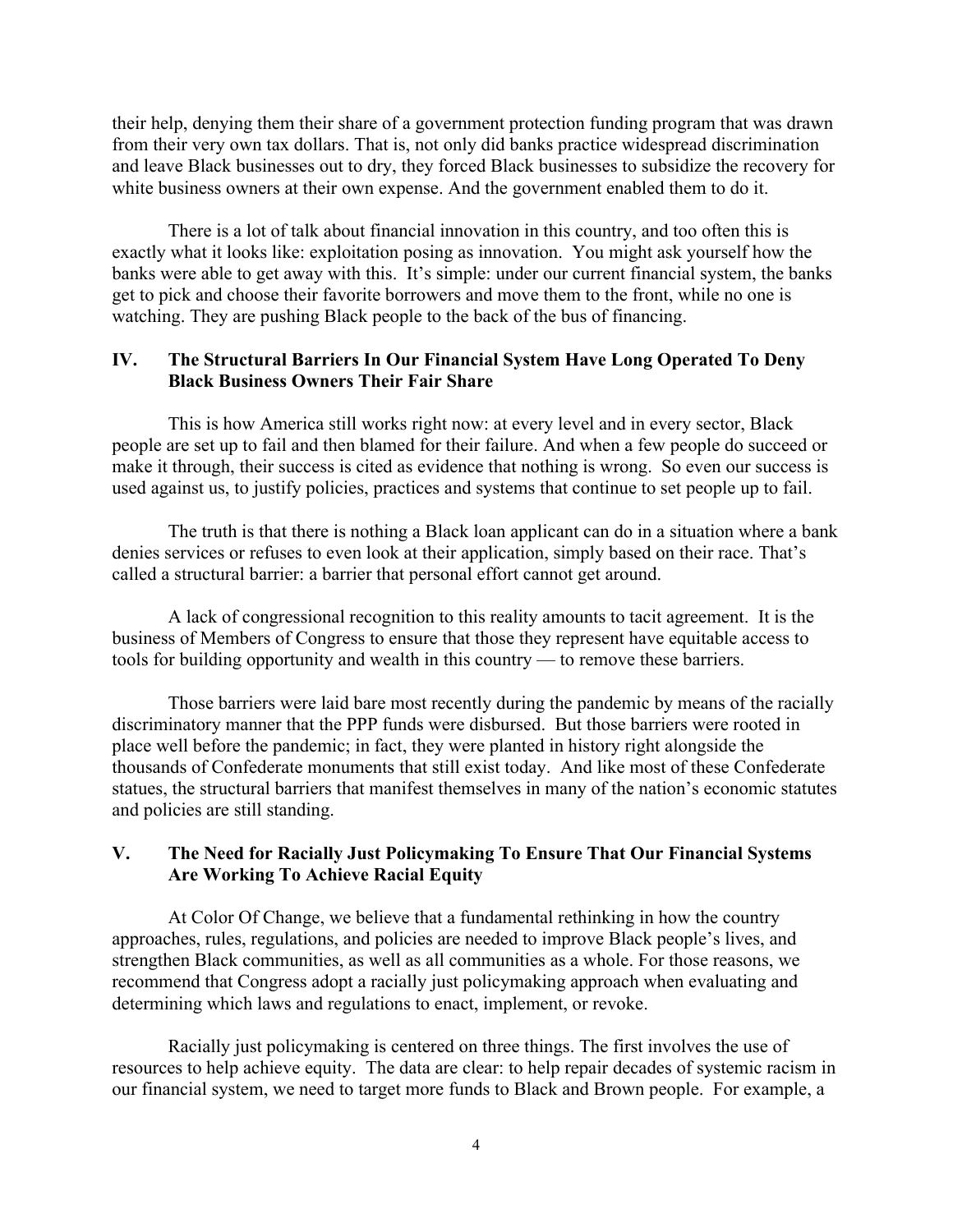their help, denying them their share of a government protection funding program that was drawn from their very own tax dollars. That is, not only did banks practice widespread discrimination and leave Black businesses out to dry, they forced Black businesses to subsidize the recovery for white business owners at their own expense. And the government enabled them to do it.

There is a lot of talk about financial innovation in this country, and too often this is exactly what it looks like: exploitation posing as innovation. You might ask yourself how the banks were able to get away with this. It's simple: under our current financial system, the banks get to pick and choose their favorite borrowers and move them to the front, while no one is watching. They are pushing Black people to the back of the bus of financing.

## IV. The Structural Barriers In Our Financial System Have Long Operated To Deny Black Business Owners Their Fair Share

This is how America still works right now: at every level and in every sector, Black people are set up to fail and then blamed for their failure. And when a few people do succeed or make it through, their success is cited as evidence that nothing is wrong. So even our success is used against us, to justify policies, practices and systems that continue to set people up to fail.

The truth is that there is nothing a Black loan applicant can do in a situation where a bank denies services or refuses to even look at their application, simply based on their race. That's called a structural barrier: a barrier that personal effort cannot get around.

A lack of congressional recognition to this reality amounts to tacit agreement. It is the business of Members of Congress to ensure that those they represent have equitable access to tools for building opportunity and wealth in this country — to remove these barriers.

Those barriers were laid bare most recently during the pandemic by means of the racially discriminatory manner that the PPP funds were disbursed. But those barriers were rooted in place well before the pandemic; in fact, they were planted in history right alongside the thousands of Confederate monuments that still exist today. And like most of these Confederate statues, the structural barriers that manifest themselves in many of the nation's economic statutes and policies are still standing.

## V. The Need for Racially Just Policymaking To Ensure That Our Financial Systems Are Working To Achieve Racial Equity

At Color Of Change, we believe that a fundamental rethinking in how the country approaches, rules, regulations, and policies are needed to improve Black people's lives, and strengthen Black communities, as well as all communities as a whole. For those reasons, we recommend that Congress adopt a racially just policymaking approach when evaluating and determining which laws and regulations to enact, implement, or revoke.

Racially just policymaking is centered on three things. The first involves the use of resources to help achieve equity. The data are clear: to help repair decades of systemic racism in our financial system, we need to target more funds to Black and Brown people. For example, a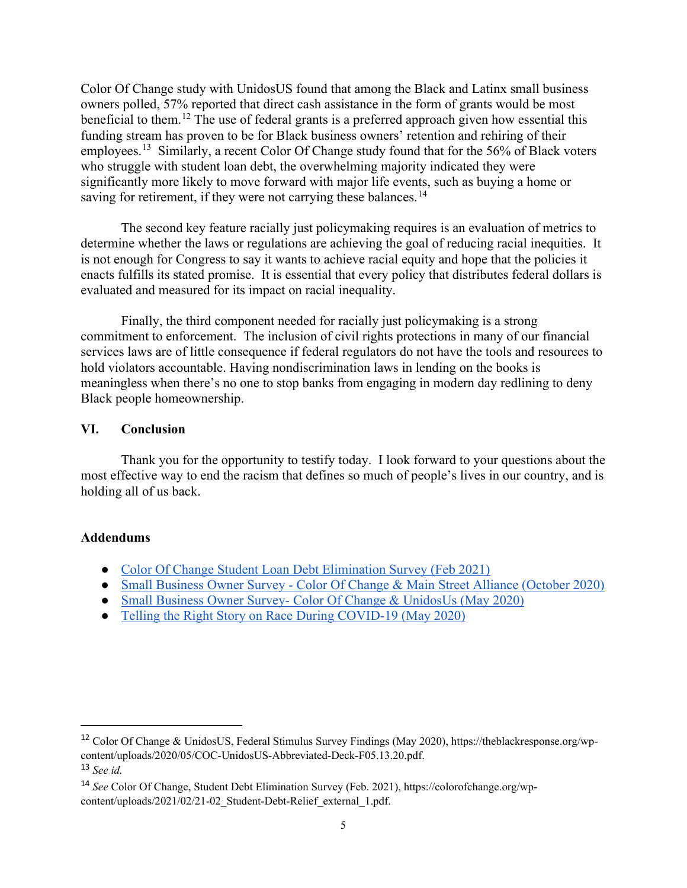Color Of Change study with UnidosUS found that among the Black and Latinx small business owners polled, 57% reported that direct cash assistance in the form of grants would be most beneficial to them.[12] The use of federal grants is a preferred approach given how essential this funding stream has proven to be for Black business owners' retention and rehiring of their employees.[13] Similarly, a recent Color Of Change study found that for the 56% of Black voters who struggle with student loan debt, the overwhelming majority indicated they were significantly more likely to move forward with major life events, such as buying a home or saving for retirement, if they were not carrying these balances.[14]

The second key feature racially just policymaking requires is an evaluation of metrics to determine whether the laws or regulations are achieving the goal of reducing racial inequities. It is not enough for Congress to say it wants to achieve racial equity and hope that the policies it enacts fulfills its stated promise. It is essential that every policy that distributes federal dollars is evaluated and measured for its impact on racial inequality.

Finally, the third component needed for racially just policymaking is a strong commitment to enforcement. The inclusion of civil rights protections in many of our financial services laws are of little consequence if federal regulators do not have the tools and resources to hold violators accountable. Having nondiscrimination laws in lending on the books is meaningless when there's no one to stop banks from engaging in modern day redlining to deny Black people homeownership.

## VI. Conclusion

Thank you for the opportunity to testify today. I look forward to your questions about the most effective way to end the racism that defines so much of people's lives in our country, and is holding all of us back.

### Addendums

- Color Of Change Student Loan Debt Elimination Survey (Feb 2021)
- Small Business Owner Survey - Color Of Change & Main Street Alliance (October 2020)
- Small Business Owner Survey- Color Of Change & UnidosUs (May 2020)
- Telling the Right Story on Race During COVID-19 (May 2020)

---

[12] Color Of Change & UnidosUS, Federal Stimulus Survey Findings (May 2020), https://theblackresponse.org/wp-content/uploads/2020/05/COC-UnidosUS-Abbreviated-Deck-F05.13.20.pdf.

[13] *See id.*

[14] *See* Color Of Change, Student Debt Elimination Survey (Feb. 2021), https://colorofchange.org/wp-content/uploads/2021/02/21-02_Student-Debt-Relief_external_1.pdf.